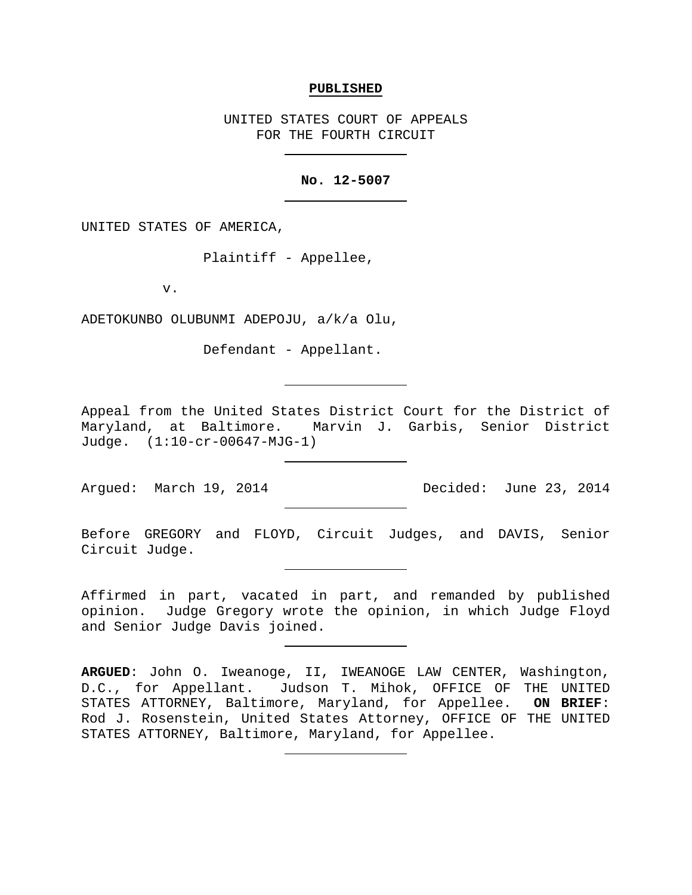**PUBLISHED**

UNITED STATES COURT OF APPEALS
FOR THE FOURTH CIRCUIT

---

**No. 12-5007**

---

UNITED STATES OF AMERICA,

Plaintiff - Appellee,

v.

ADETOKUNBO OLUBUNMI ADEPOJU, a/k/a Olu,

Defendant - Appellant.

---

Appeal from the United States District Court for the District of Maryland, at Baltimore. Marvin J. Garbis, Senior District Judge. (1:10-cr-00647-MJG-1)

---

Argued: March 19, 2014 Decided: June 23, 2014

---

Before GREGORY and FLOYD, Circuit Judges, and DAVIS, Senior Circuit Judge.

---

Affirmed in part, vacated in part, and remanded by published opinion. Judge Gregory wrote the opinion, in which Judge Floyd and Senior Judge Davis joined.

---

**ARGUED**: John O. Iweanoge, II, IWEANOGE LAW CENTER, Washington, D.C., for Appellant. Judson T. Mihok, OFFICE OF THE UNITED STATES ATTORNEY, Baltimore, Maryland, for Appellee. **ON BRIEF**: Rod J. Rosenstein, United States Attorney, OFFICE OF THE UNITED STATES ATTORNEY, Baltimore, Maryland, for Appellee.

---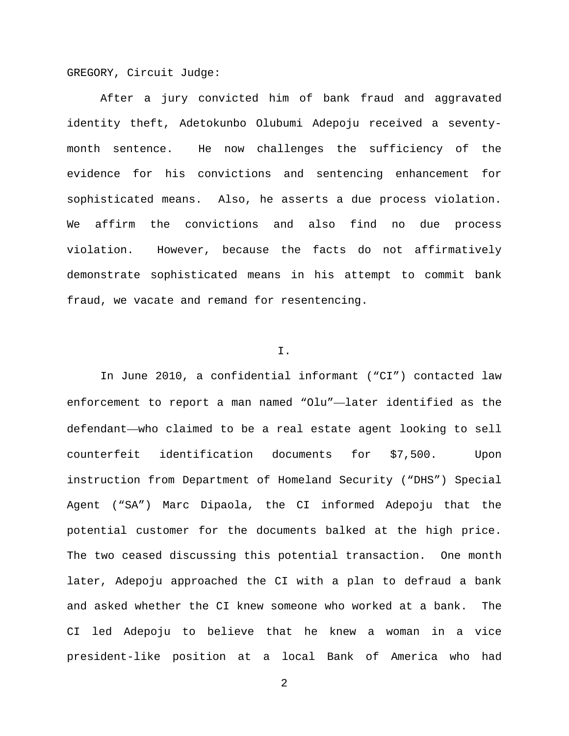GREGORY, Circuit Judge:

After a jury convicted him of bank fraud and aggravated identity theft, Adetokunbo Olubumi Adepoju received a seventy-month sentence. He now challenges the sufficiency of the evidence for his convictions and sentencing enhancement for sophisticated means. Also, he asserts a due process violation. We affirm the convictions and also find no due process violation. However, because the facts do not affirmatively demonstrate sophisticated means in his attempt to commit bank fraud, we vacate and remand for resentencing.

## I.

In June 2010, a confidential informant ("CI") contacted law enforcement to report a man named "Olu"——later identified as the defendant——who claimed to be a real estate agent looking to sell counterfeit identification documents for $7,500. Upon instruction from Department of Homeland Security ("DHS") Special Agent ("SA") Marc Dipaola, the CI informed Adepoju that the potential customer for the documents balked at the high price. The two ceased discussing this potential transaction. One month later, Adepoju approached the CI with a plan to defraud a bank and asked whether the CI knew someone who worked at a bank. The CI led Adepoju to believe that he knew a woman in a vice president-like position at a local Bank of America who had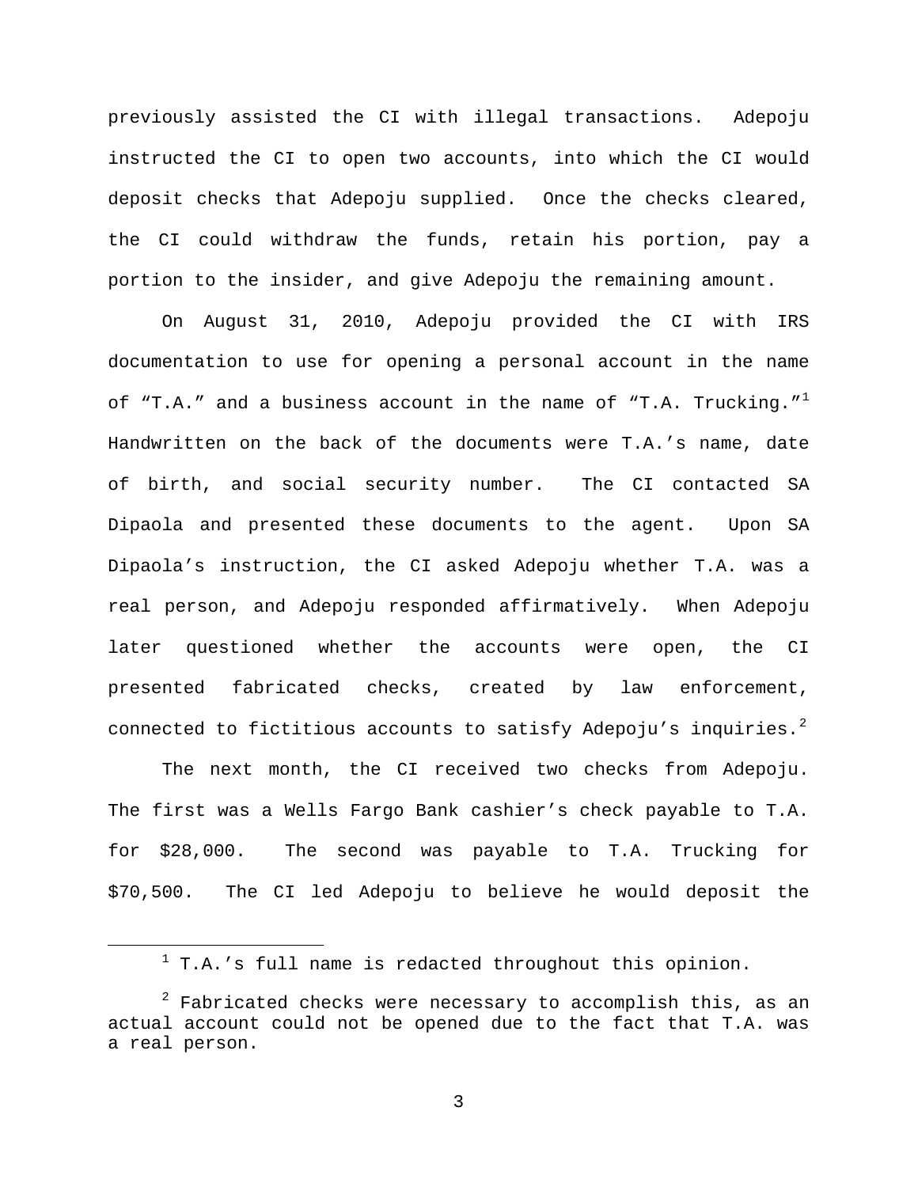previously assisted the CI with illegal transactions. Adepoju instructed the CI to open two accounts, into which the CI would deposit checks that Adepoju supplied. Once the checks cleared, the CI could withdraw the funds, retain his portion, pay a portion to the insider, and give Adepoju the remaining amount.

On August 31, 2010, Adepoju provided the CI with IRS documentation to use for opening a personal account in the name of "T.A." and a business account in the name of "T.A. Trucking."[1] Handwritten on the back of the documents were T.A.'s name, date of birth, and social security number. The CI contacted SA Dipaola and presented these documents to the agent. Upon SA Dipaola's instruction, the CI asked Adepoju whether T.A. was a real person, and Adepoju responded affirmatively. When Adepoju later questioned whether the accounts were open, the CI presented fabricated checks, created by law enforcement, connected to fictitious accounts to satisfy Adepoju's inquiries.[2]

The next month, the CI received two checks from Adepoju. The first was a Wells Fargo Bank cashier's check payable to T.A. for $28,000. The second was payable to T.A. Trucking for $70,500. The CI led Adepoju to believe he would deposit the

[1] T.A.'s full name is redacted throughout this opinion.

[2] Fabricated checks were necessary to accomplish this, as an actual account could not be opened due to the fact that T.A. was a real person.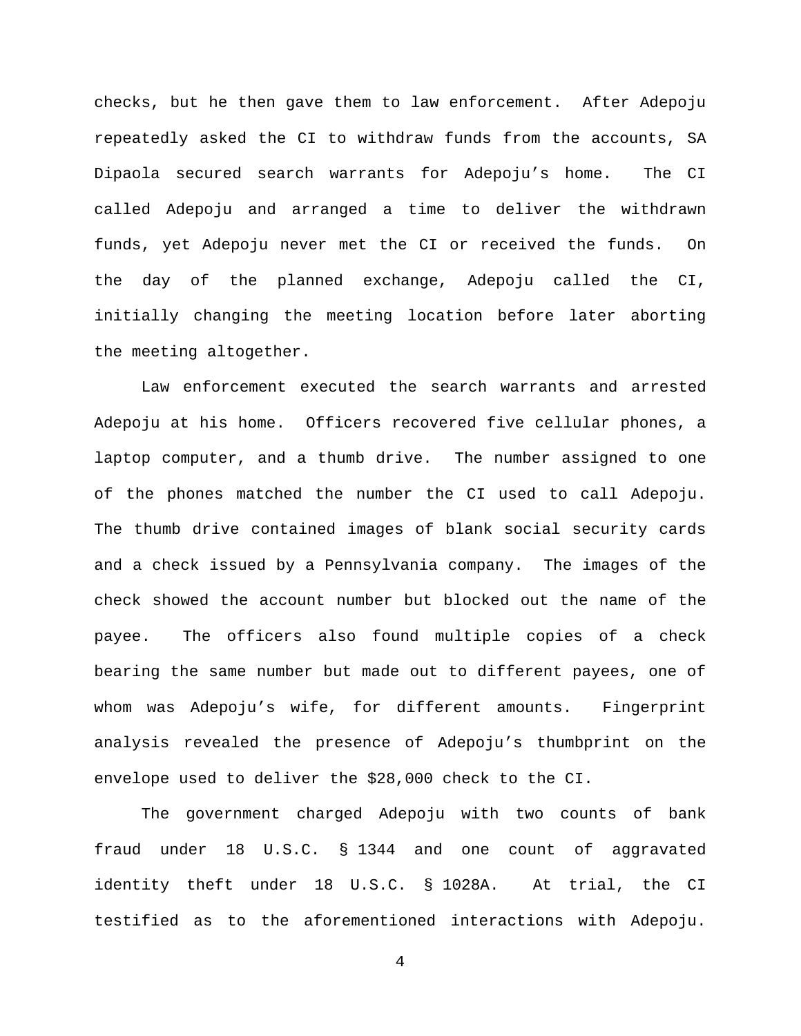checks, but he then gave them to law enforcement. After Adepoju repeatedly asked the CI to withdraw funds from the accounts, SA Dipaola secured search warrants for Adepoju's home. The CI called Adepoju and arranged a time to deliver the withdrawn funds, yet Adepoju never met the CI or received the funds. On the day of the planned exchange, Adepoju called the CI, initially changing the meeting location before later aborting the meeting altogether.

Law enforcement executed the search warrants and arrested Adepoju at his home. Officers recovered five cellular phones, a laptop computer, and a thumb drive. The number assigned to one of the phones matched the number the CI used to call Adepoju. The thumb drive contained images of blank social security cards and a check issued by a Pennsylvania company. The images of the check showed the account number but blocked out the name of the payee. The officers also found multiple copies of a check bearing the same number but made out to different payees, one of whom was Adepoju's wife, for different amounts. Fingerprint analysis revealed the presence of Adepoju's thumbprint on the envelope used to deliver the $28,000 check to the CI.

The government charged Adepoju with two counts of bank fraud under 18 U.S.C. § 1344 and one count of aggravated identity theft under 18 U.S.C. § 1028A. At trial, the CI testified as to the aforementioned interactions with Adepoju.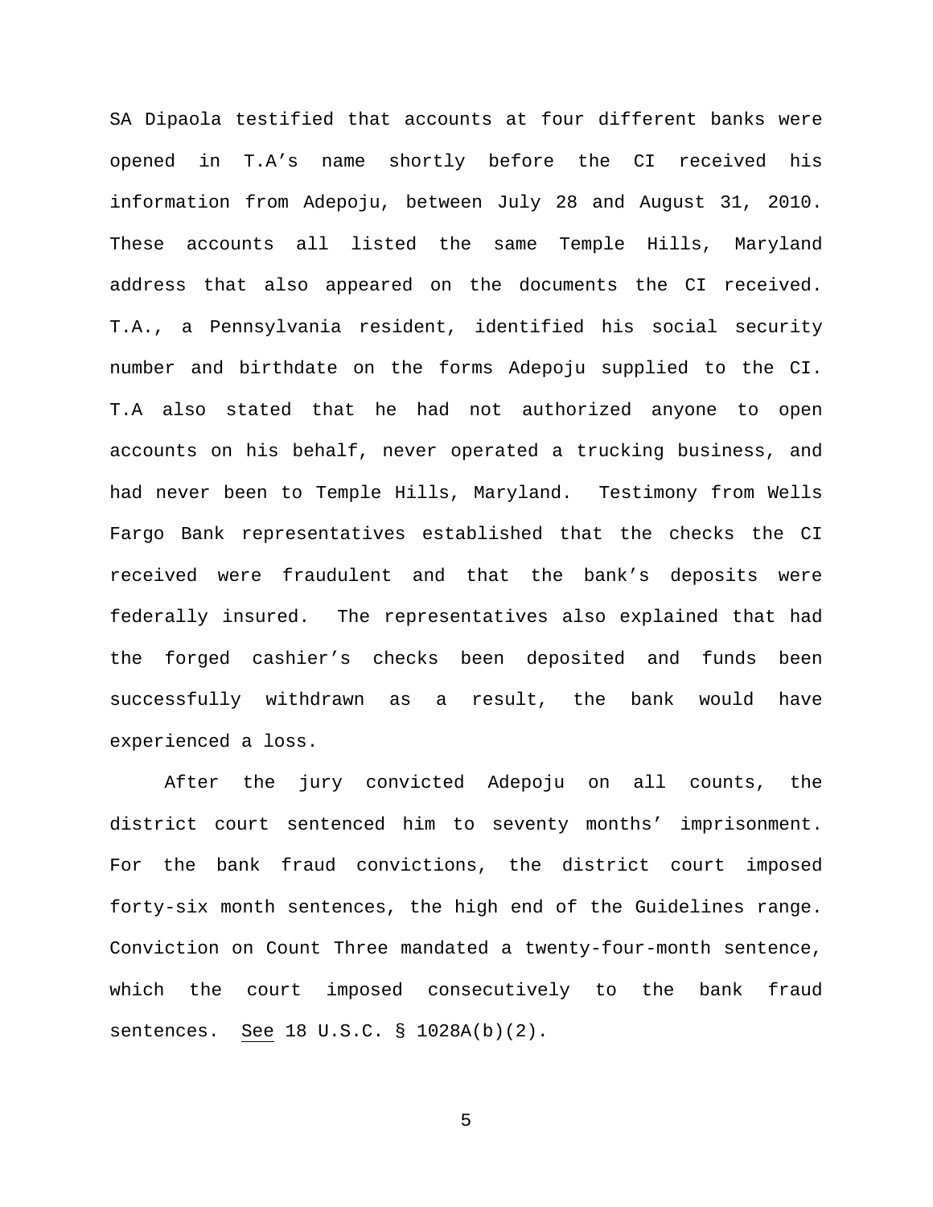SA Dipaola testified that accounts at four different banks were opened in T.A's name shortly before the CI received his information from Adepoju, between July 28 and August 31, 2010. These accounts all listed the same Temple Hills, Maryland address that also appeared on the documents the CI received. T.A., a Pennsylvania resident, identified his social security number and birthdate on the forms Adepoju supplied to the CI. T.A also stated that he had not authorized anyone to open accounts on his behalf, never operated a trucking business, and had never been to Temple Hills, Maryland. Testimony from Wells Fargo Bank representatives established that the checks the CI received were fraudulent and that the bank's deposits were federally insured. The representatives also explained that had the forged cashier's checks been deposited and funds been successfully withdrawn as a result, the bank would have experienced a loss.

After the jury convicted Adepoju on all counts, the district court sentenced him to seventy months' imprisonment. For the bank fraud convictions, the district court imposed forty-six month sentences, the high end of the Guidelines range. Conviction on Count Three mandated a twenty-four-month sentence, which the court imposed consecutively to the bank fraud sentences. See 18 U.S.C. § 1028A(b)(2).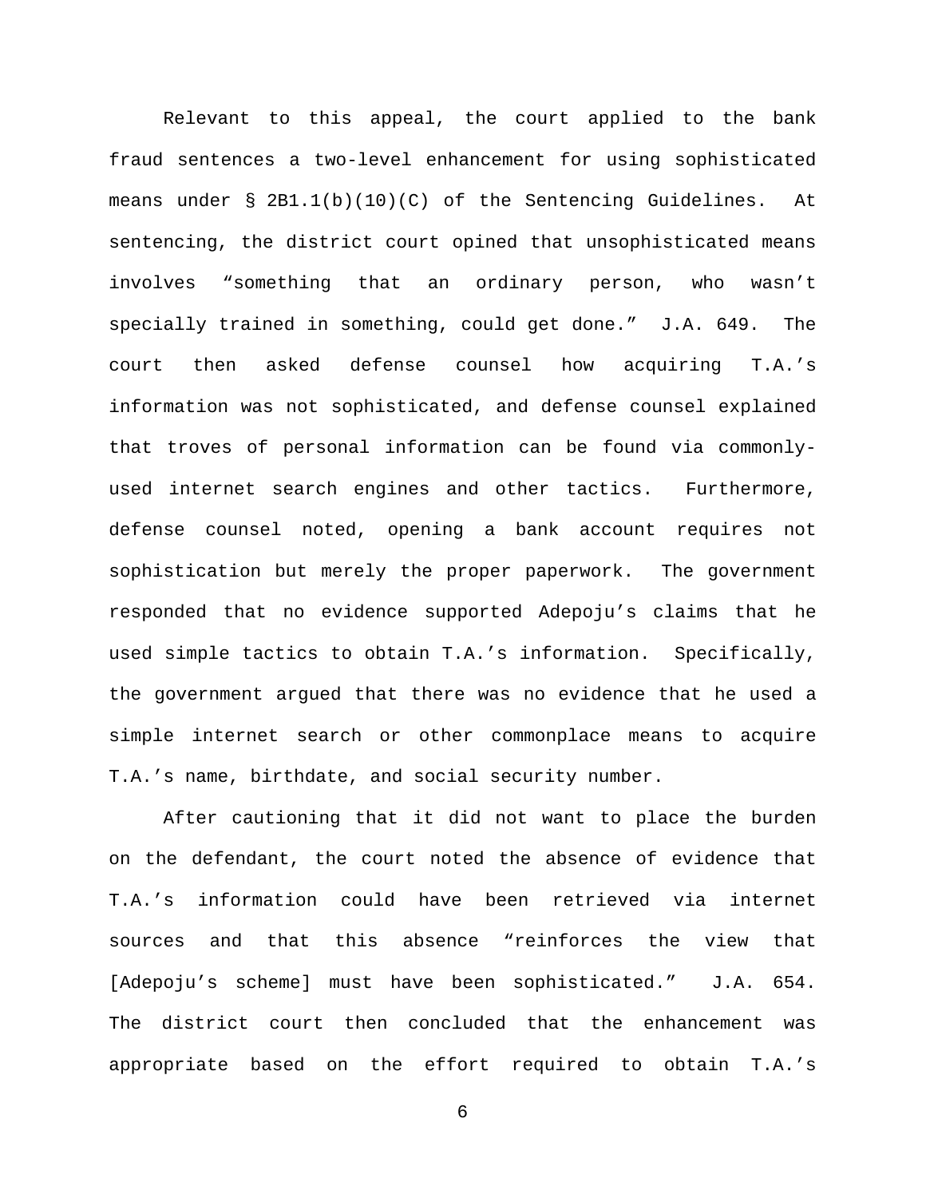Relevant to this appeal, the court applied to the bank fraud sentences a two-level enhancement for using sophisticated means under § 2B1.1(b)(10)(C) of the Sentencing Guidelines. At sentencing, the district court opined that unsophisticated means involves "something that an ordinary person, who wasn't specially trained in something, could get done." J.A. 649. The court then asked defense counsel how acquiring T.A.'s information was not sophisticated, and defense counsel explained that troves of personal information can be found via commonly-used internet search engines and other tactics. Furthermore, defense counsel noted, opening a bank account requires not sophistication but merely the proper paperwork. The government responded that no evidence supported Adepoju's claims that he used simple tactics to obtain T.A.'s information. Specifically, the government argued that there was no evidence that he used a simple internet search or other commonplace means to acquire T.A.'s name, birthdate, and social security number.

After cautioning that it did not want to place the burden on the defendant, the court noted the absence of evidence that T.A.'s information could have been retrieved via internet sources and that this absence "reinforces the view that [Adepoju's scheme] must have been sophisticated." J.A. 654. The district court then concluded that the enhancement was appropriate based on the effort required to obtain T.A.'s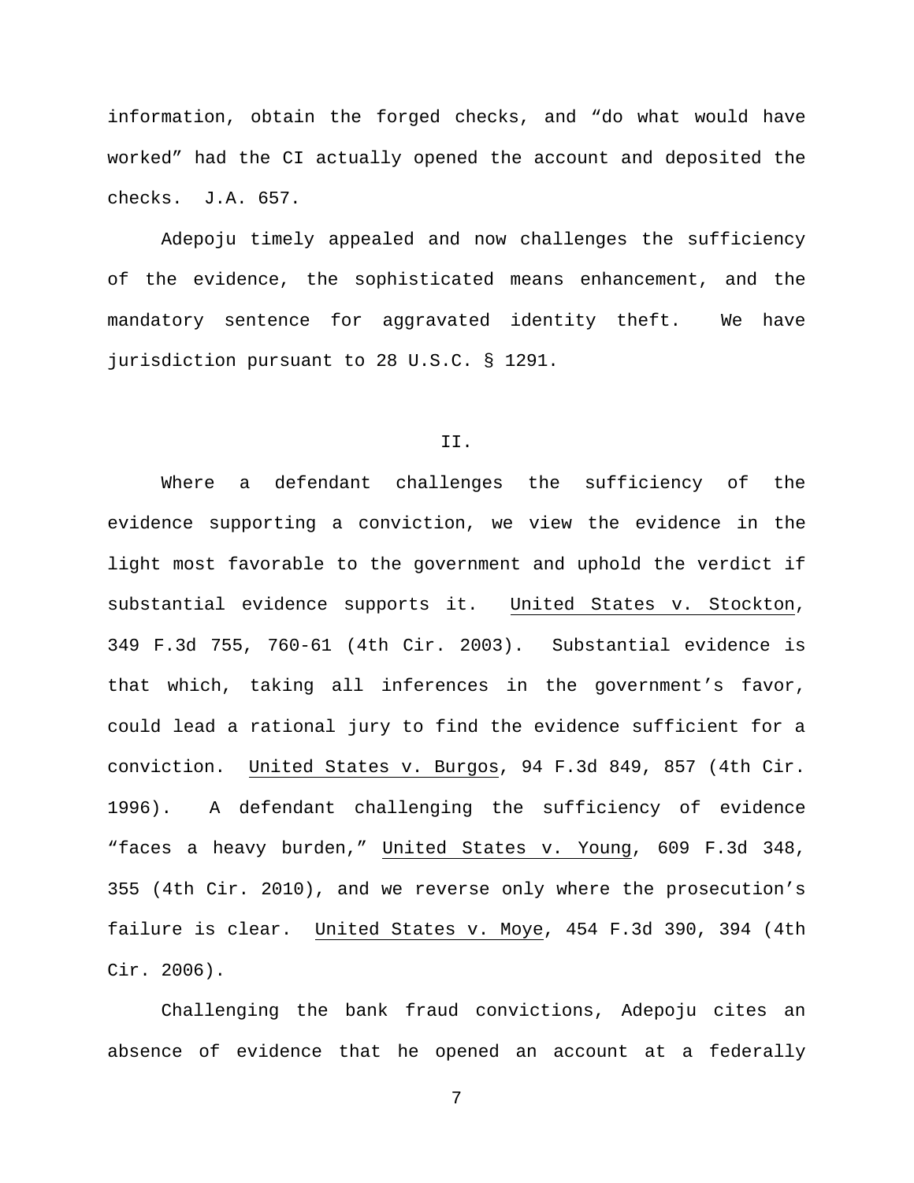information, obtain the forged checks, and "do what would have worked" had the CI actually opened the account and deposited the checks. J.A. 657.

Adepoju timely appealed and now challenges the sufficiency of the evidence, the sophisticated means enhancement, and the mandatory sentence for aggravated identity theft. We have jurisdiction pursuant to 28 U.S.C. § 1291.

## II.

Where a defendant challenges the sufficiency of the evidence supporting a conviction, we view the evidence in the light most favorable to the government and uphold the verdict if substantial evidence supports it. United States v. Stockton, 349 F.3d 755, 760-61 (4th Cir. 2003). Substantial evidence is that which, taking all inferences in the government's favor, could lead a rational jury to find the evidence sufficient for a conviction. United States v. Burgos, 94 F.3d 849, 857 (4th Cir. 1996). A defendant challenging the sufficiency of evidence "faces a heavy burden," United States v. Young, 609 F.3d 348, 355 (4th Cir. 2010), and we reverse only where the prosecution's failure is clear. United States v. Moye, 454 F.3d 390, 394 (4th Cir. 2006).

Challenging the bank fraud convictions, Adepoju cites an absence of evidence that he opened an account at a federally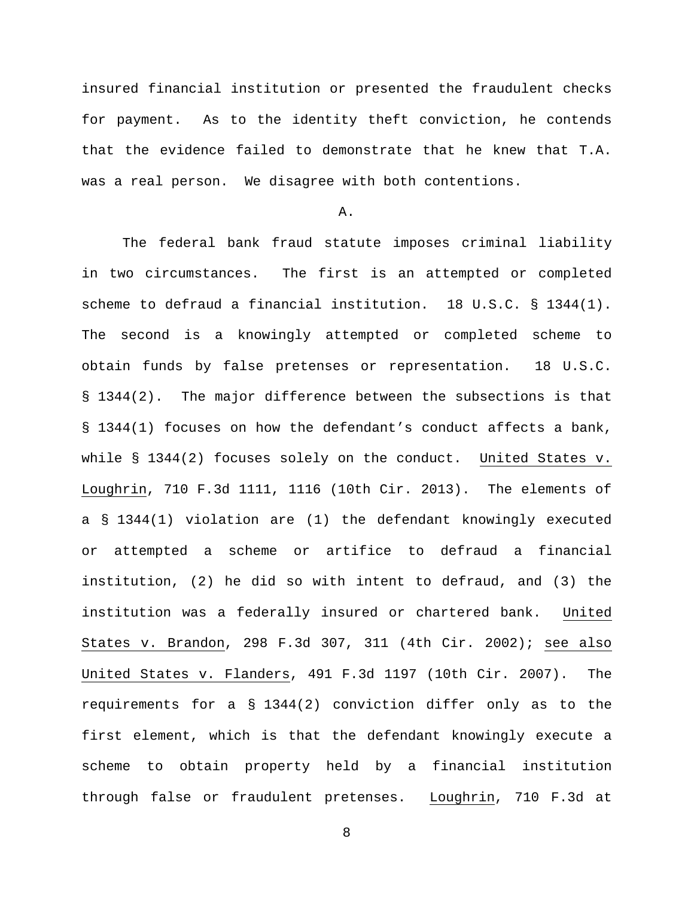insured financial institution or presented the fraudulent checks for payment. As to the identity theft conviction, he contends that the evidence failed to demonstrate that he knew that T.A. was a real person. We disagree with both contentions.

A.

The federal bank fraud statute imposes criminal liability in two circumstances. The first is an attempted or completed scheme to defraud a financial institution. 18 U.S.C. § 1344(1). The second is a knowingly attempted or completed scheme to obtain funds by false pretenses or representation. 18 U.S.C. § 1344(2). The major difference between the subsections is that § 1344(1) focuses on how the defendant's conduct affects a bank, while § 1344(2) focuses solely on the conduct. United States v. Loughrin, 710 F.3d 1111, 1116 (10th Cir. 2013). The elements of a § 1344(1) violation are (1) the defendant knowingly executed or attempted a scheme or artifice to defraud a financial institution, (2) he did so with intent to defraud, and (3) the institution was a federally insured or chartered bank. United States v. Brandon, 298 F.3d 307, 311 (4th Cir. 2002); see also United States v. Flanders, 491 F.3d 1197 (10th Cir. 2007). The requirements for a § 1344(2) conviction differ only as to the first element, which is that the defendant knowingly execute a scheme to obtain property held by a financial institution through false or fraudulent pretenses. Loughrin, 710 F.3d at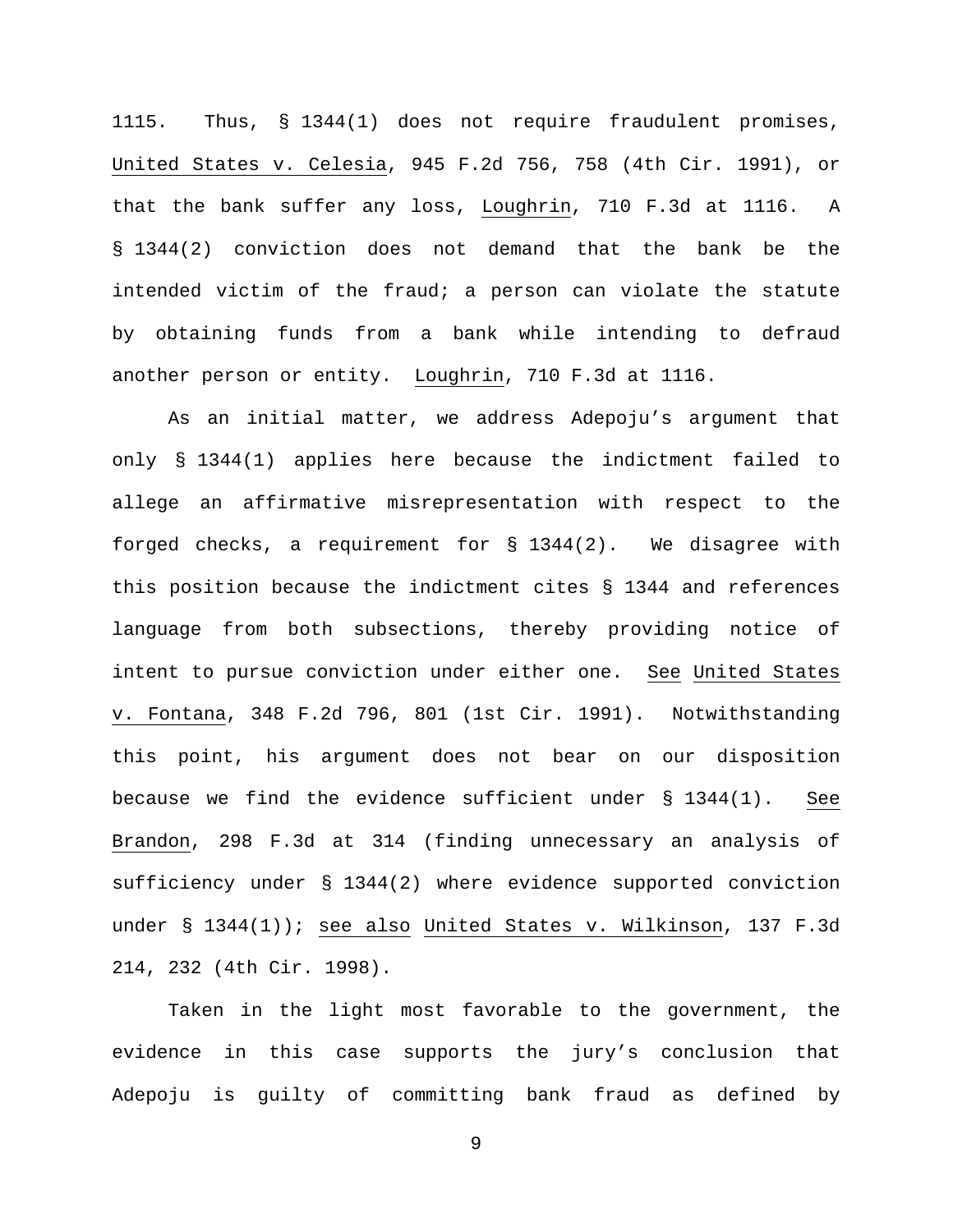1115. Thus, § 1344(1) does not require fraudulent promises, United States v. Celesia, 945 F.2d 756, 758 (4th Cir. 1991), or that the bank suffer any loss, Loughrin, 710 F.3d at 1116. A § 1344(2) conviction does not demand that the bank be the intended victim of the fraud; a person can violate the statute by obtaining funds from a bank while intending to defraud another person or entity. Loughrin, 710 F.3d at 1116.

As an initial matter, we address Adepoju's argument that only § 1344(1) applies here because the indictment failed to allege an affirmative misrepresentation with respect to the forged checks, a requirement for § 1344(2). We disagree with this position because the indictment cites § 1344 and references language from both subsections, thereby providing notice of intent to pursue conviction under either one. See United States v. Fontana, 348 F.2d 796, 801 (1st Cir. 1991). Notwithstanding this point, his argument does not bear on our disposition because we find the evidence sufficient under § 1344(1). See Brandon, 298 F.3d at 314 (finding unnecessary an analysis of sufficiency under § 1344(2) where evidence supported conviction under § 1344(1)); see also United States v. Wilkinson, 137 F.3d 214, 232 (4th Cir. 1998).

Taken in the light most favorable to the government, the evidence in this case supports the jury's conclusion that Adepoju is guilty of committing bank fraud as defined by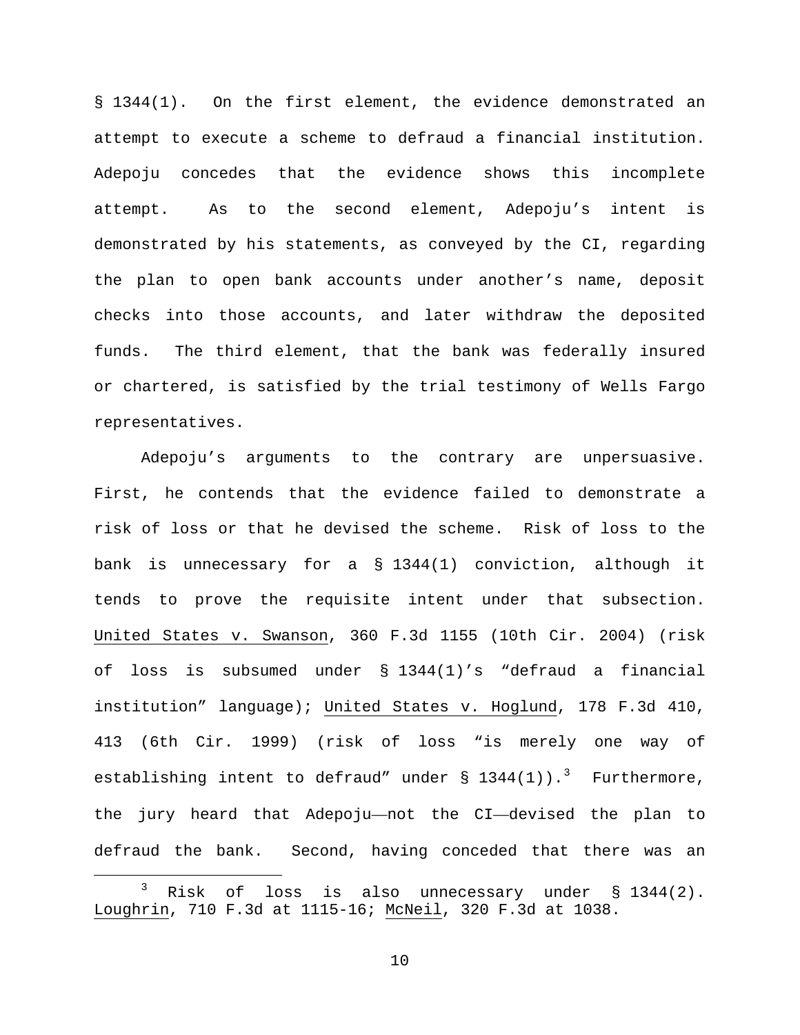§ 1344(1). On the first element, the evidence demonstrated an attempt to execute a scheme to defraud a financial institution. Adepoju concedes that the evidence shows this incomplete attempt. As to the second element, Adepoju's intent is demonstrated by his statements, as conveyed by the CI, regarding the plan to open bank accounts under another's name, deposit checks into those accounts, and later withdraw the deposited funds. The third element, that the bank was federally insured or chartered, is satisfied by the trial testimony of Wells Fargo representatives.

Adepoju's arguments to the contrary are unpersuasive. First, he contends that the evidence failed to demonstrate a risk of loss or that he devised the scheme. Risk of loss to the bank is unnecessary for a § 1344(1) conviction, although it tends to prove the requisite intent under that subsection. United States v. Swanson, 360 F.3d 1155 (10th Cir. 2004) (risk of loss is subsumed under § 1344(1)'s "defraud a financial institution" language); United States v. Hoglund, 178 F.3d 410, 413 (6th Cir. 1999) (risk of loss "is merely one way of establishing intent to defraud" under § 1344(1)).[3] Furthermore, the jury heard that Adepoju—not the CI—devised the plan to defraud the bank. Second, having conceded that there was an

[3] Risk of loss is also unnecessary under § 1344(2). Loughrin, 710 F.3d at 1115-16; McNeil, 320 F.3d at 1038.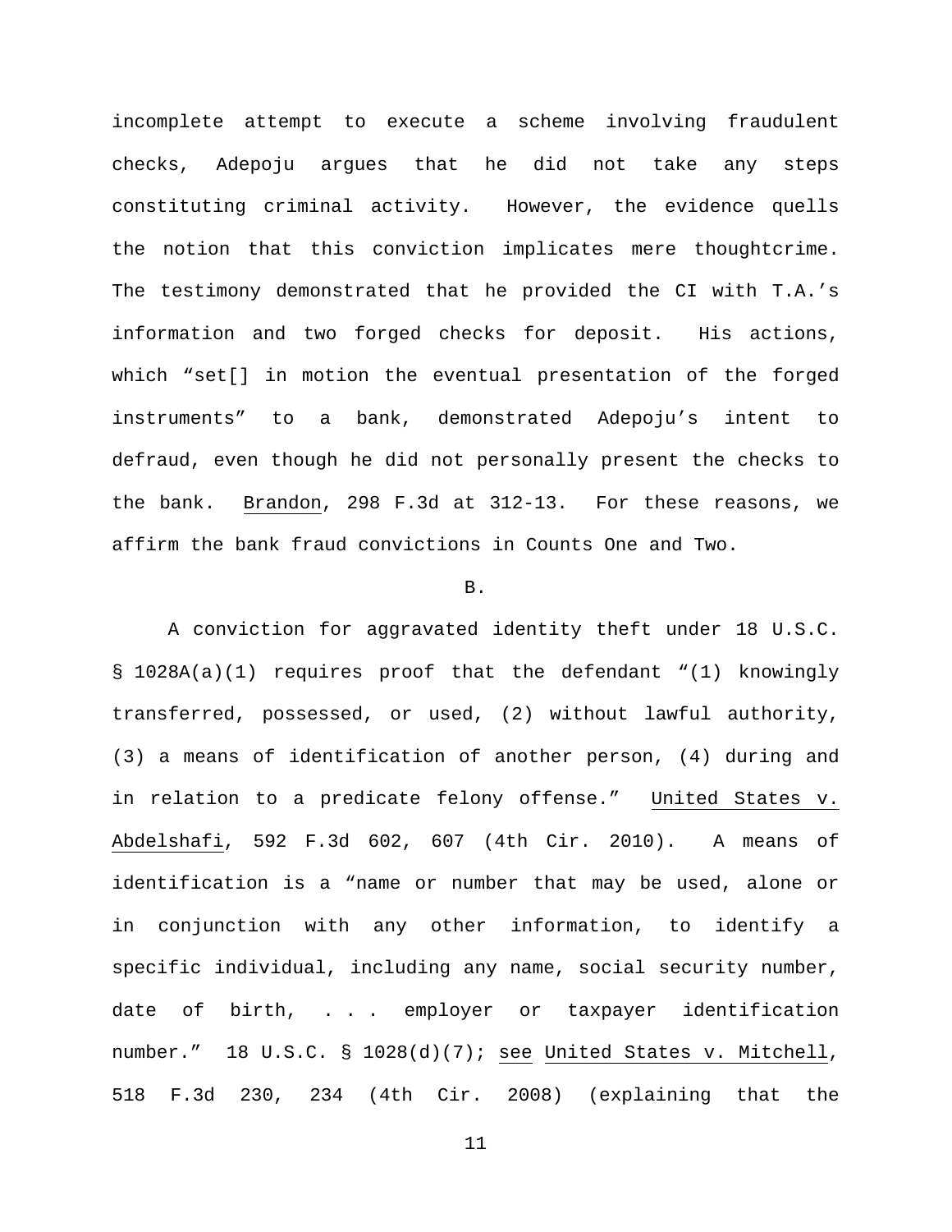incomplete attempt to execute a scheme involving fraudulent checks, Adepoju argues that he did not take any steps constituting criminal activity. However, the evidence quells the notion that this conviction implicates mere thoughtcrime. The testimony demonstrated that he provided the CI with T.A.'s information and two forged checks for deposit. His actions, which "set[] in motion the eventual presentation of the forged instruments" to a bank, demonstrated Adepoju's intent to defraud, even though he did not personally present the checks to the bank. Brandon, 298 F.3d at 312-13. For these reasons, we affirm the bank fraud convictions in Counts One and Two.

B.

A conviction for aggravated identity theft under 18 U.S.C. § 1028A(a)(1) requires proof that the defendant "(1) knowingly transferred, possessed, or used, (2) without lawful authority, (3) a means of identification of another person, (4) during and in relation to a predicate felony offense." United States v. Abdelshafi, 592 F.3d 602, 607 (4th Cir. 2010). A means of identification is a "name or number that may be used, alone or in conjunction with any other information, to identify a specific individual, including any name, social security number, date of birth, . . . employer or taxpayer identification number." 18 U.S.C. § 1028(d)(7); see United States v. Mitchell, 518 F.3d 230, 234 (4th Cir. 2008) (explaining that the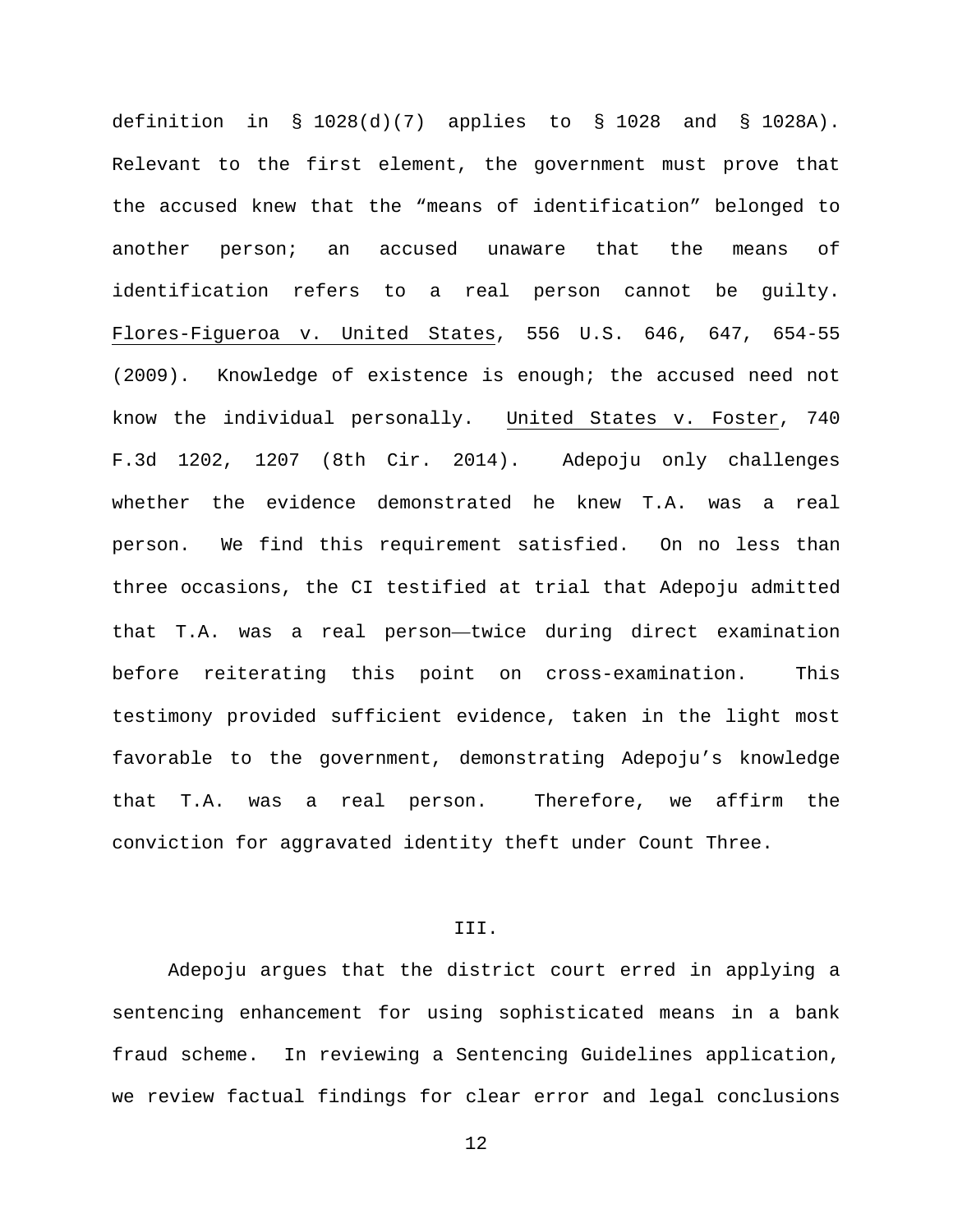definition in § 1028(d)(7) applies to § 1028 and § 1028A). Relevant to the first element, the government must prove that the accused knew that the "means of identification" belonged to another person; an accused unaware that the means of identification refers to a real person cannot be guilty. Flores-Figueroa v. United States, 556 U.S. 646, 647, 654-55 (2009). Knowledge of existence is enough; the accused need not know the individual personally. United States v. Foster, 740 F.3d 1202, 1207 (8th Cir. 2014). Adepoju only challenges whether the evidence demonstrated he knew T.A. was a real person. We find this requirement satisfied. On no less than three occasions, the CI testified at trial that Adepoju admitted that T.A. was a real person——twice during direct examination before reiterating this point on cross-examination. This testimony provided sufficient evidence, taken in the light most favorable to the government, demonstrating Adepoju's knowledge that T.A. was a real person. Therefore, we affirm the conviction for aggravated identity theft under Count Three.

## III.

Adepoju argues that the district court erred in applying a sentencing enhancement for using sophisticated means in a bank fraud scheme. In reviewing a Sentencing Guidelines application, we review factual findings for clear error and legal conclusions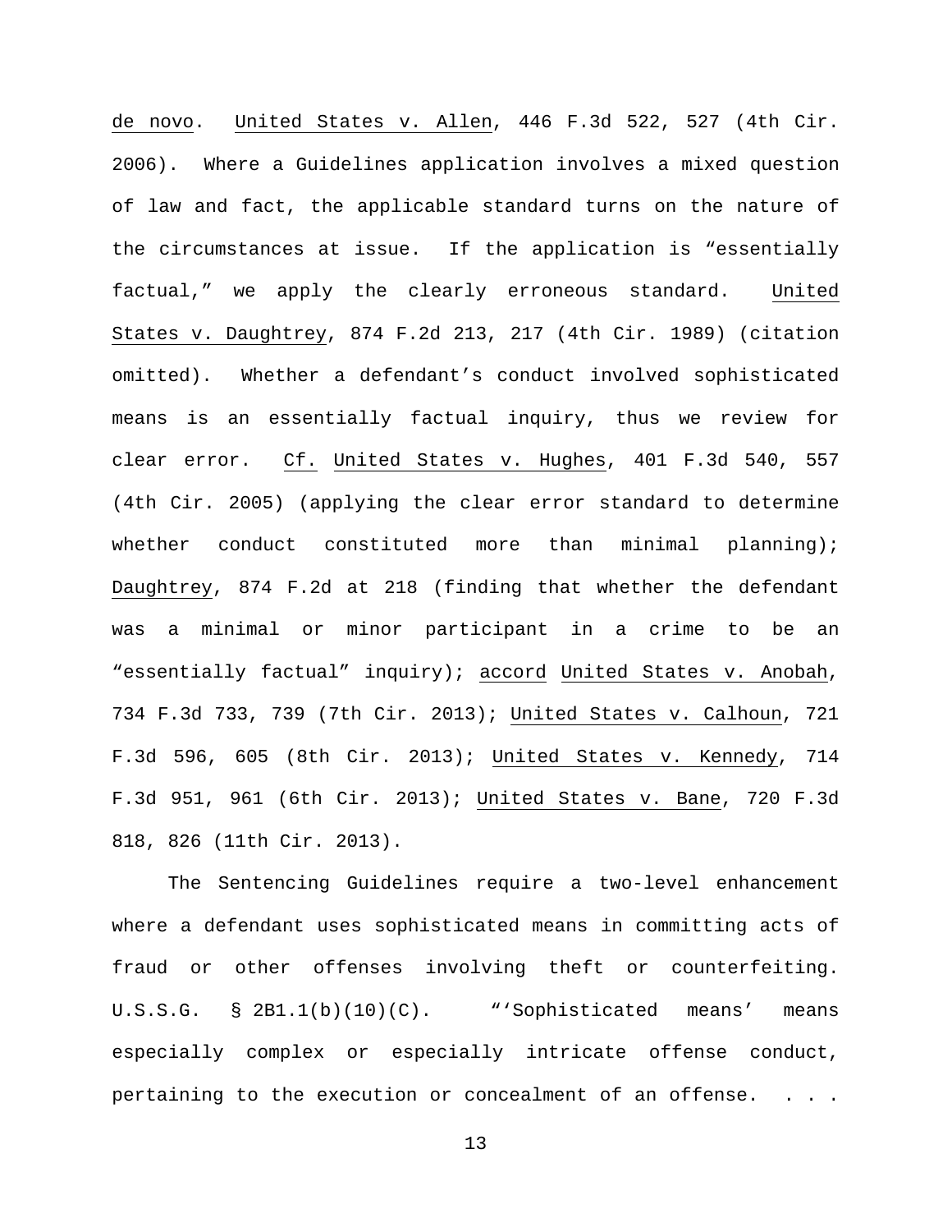de novo. United States v. Allen, 446 F.3d 522, 527 (4th Cir. 2006). Where a Guidelines application involves a mixed question of law and fact, the applicable standard turns on the nature of the circumstances at issue. If the application is "essentially factual," we apply the clearly erroneous standard. United States v. Daughtrey, 874 F.2d 213, 217 (4th Cir. 1989) (citation omitted). Whether a defendant's conduct involved sophisticated means is an essentially factual inquiry, thus we review for clear error. Cf. United States v. Hughes, 401 F.3d 540, 557 (4th Cir. 2005) (applying the clear error standard to determine whether conduct constituted more than minimal planning); Daughtrey, 874 F.2d at 218 (finding that whether the defendant was a minimal or minor participant in a crime to be an "essentially factual" inquiry); accord United States v. Anobah, 734 F.3d 733, 739 (7th Cir. 2013); United States v. Calhoun, 721 F.3d 596, 605 (8th Cir. 2013); United States v. Kennedy, 714 F.3d 951, 961 (6th Cir. 2013); United States v. Bane, 720 F.3d 818, 826 (11th Cir. 2013).

The Sentencing Guidelines require a two-level enhancement where a defendant uses sophisticated means in committing acts of fraud or other offenses involving theft or counterfeiting. U.S.S.G. § 2B1.1(b)(10)(C). "'Sophisticated means' means especially complex or especially intricate offense conduct, pertaining to the execution or concealment of an offense. . . .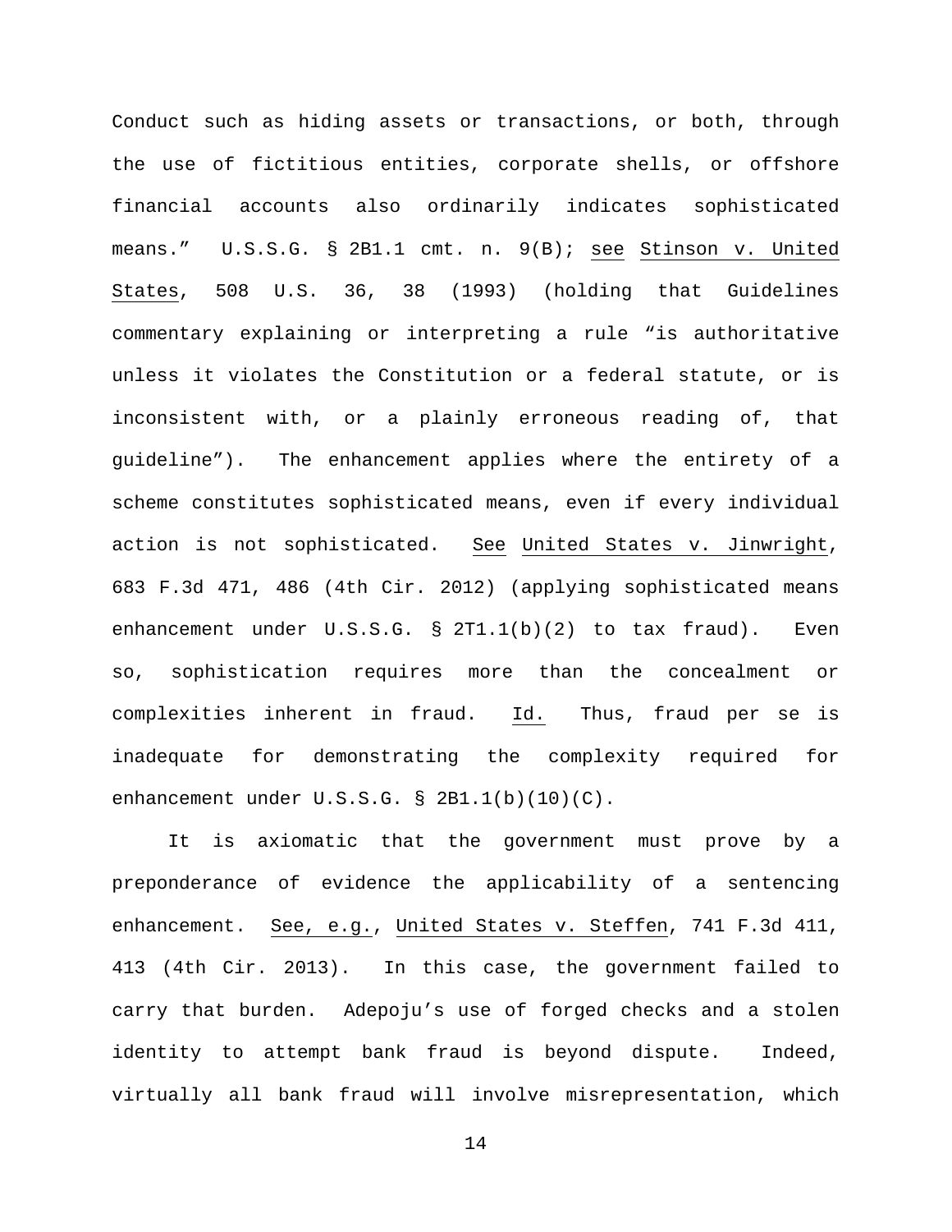Conduct such as hiding assets or transactions, or both, through the use of fictitious entities, corporate shells, or offshore financial accounts also ordinarily indicates sophisticated means." U.S.S.G. § 2B1.1 cmt. n. 9(B); see Stinson v. United States, 508 U.S. 36, 38 (1993) (holding that Guidelines commentary explaining or interpreting a rule "is authoritative unless it violates the Constitution or a federal statute, or is inconsistent with, or a plainly erroneous reading of, that guideline"). The enhancement applies where the entirety of a scheme constitutes sophisticated means, even if every individual action is not sophisticated. See United States v. Jinwright, 683 F.3d 471, 486 (4th Cir. 2012) (applying sophisticated means enhancement under U.S.S.G. § 2T1.1(b)(2) to tax fraud). Even so, sophistication requires more than the concealment or complexities inherent in fraud. Id. Thus, fraud per se is inadequate for demonstrating the complexity required for enhancement under U.S.S.G. § 2B1.1(b)(10)(C).

It is axiomatic that the government must prove by a preponderance of evidence the applicability of a sentencing enhancement. See, e.g., United States v. Steffen, 741 F.3d 411, 413 (4th Cir. 2013). In this case, the government failed to carry that burden. Adepoju's use of forged checks and a stolen identity to attempt bank fraud is beyond dispute. Indeed, virtually all bank fraud will involve misrepresentation, which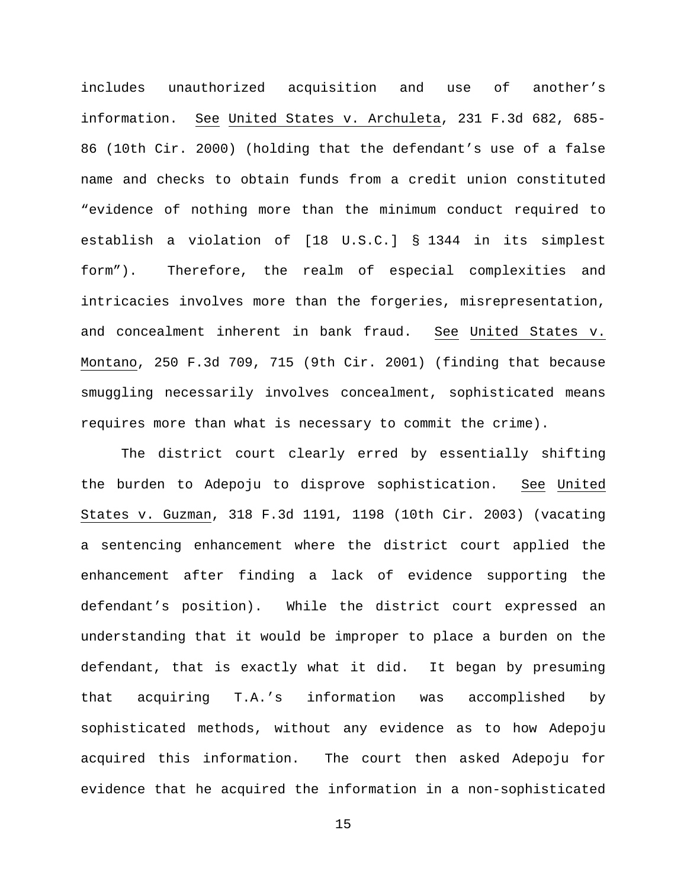includes unauthorized acquisition and use of another's information. See United States v. Archuleta, 231 F.3d 682, 685-86 (10th Cir. 2000) (holding that the defendant's use of a false name and checks to obtain funds from a credit union constituted "evidence of nothing more than the minimum conduct required to establish a violation of [18 U.S.C.] § 1344 in its simplest form"). Therefore, the realm of especial complexities and intricacies involves more than the forgeries, misrepresentation, and concealment inherent in bank fraud. See United States v. Montano, 250 F.3d 709, 715 (9th Cir. 2001) (finding that because smuggling necessarily involves concealment, sophisticated means requires more than what is necessary to commit the crime).

The district court clearly erred by essentially shifting the burden to Adepoju to disprove sophistication. See United States v. Guzman, 318 F.3d 1191, 1198 (10th Cir. 2003) (vacating a sentencing enhancement where the district court applied the enhancement after finding a lack of evidence supporting the defendant's position). While the district court expressed an understanding that it would be improper to place a burden on the defendant, that is exactly what it did. It began by presuming that acquiring T.A.'s information was accomplished by sophisticated methods, without any evidence as to how Adepoju acquired this information. The court then asked Adepoju for evidence that he acquired the information in a non-sophisticated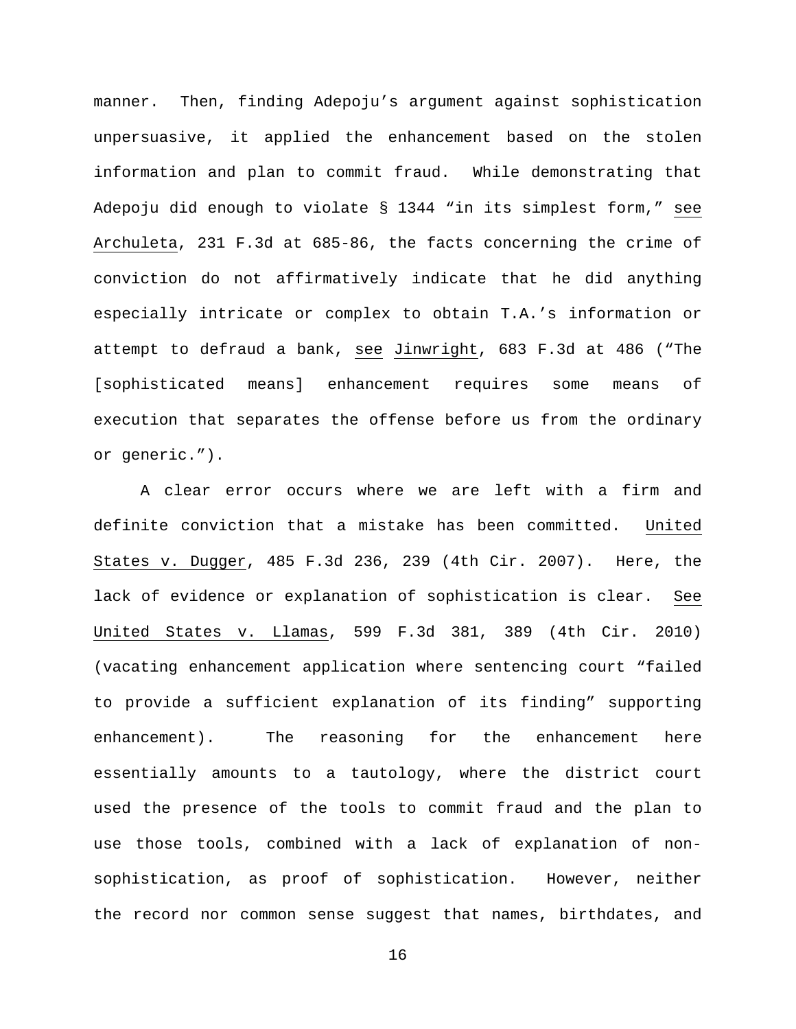manner. Then, finding Adepoju's argument against sophistication unpersuasive, it applied the enhancement based on the stolen information and plan to commit fraud. While demonstrating that Adepoju did enough to violate § 1344 "in its simplest form," see Archuleta, 231 F.3d at 685-86, the facts concerning the crime of conviction do not affirmatively indicate that he did anything especially intricate or complex to obtain T.A.'s information or attempt to defraud a bank, see Jinwright, 683 F.3d at 486 ("The [sophisticated means] enhancement requires some means of execution that separates the offense before us from the ordinary or generic.").

A clear error occurs where we are left with a firm and definite conviction that a mistake has been committed. United States v. Dugger, 485 F.3d 236, 239 (4th Cir. 2007). Here, the lack of evidence or explanation of sophistication is clear. See United States v. Llamas, 599 F.3d 381, 389 (4th Cir. 2010) (vacating enhancement application where sentencing court "failed to provide a sufficient explanation of its finding" supporting enhancement). The reasoning for the enhancement here essentially amounts to a tautology, where the district court used the presence of the tools to commit fraud and the plan to use those tools, combined with a lack of explanation of non-sophistication, as proof of sophistication. However, neither the record nor common sense suggest that names, birthdates, and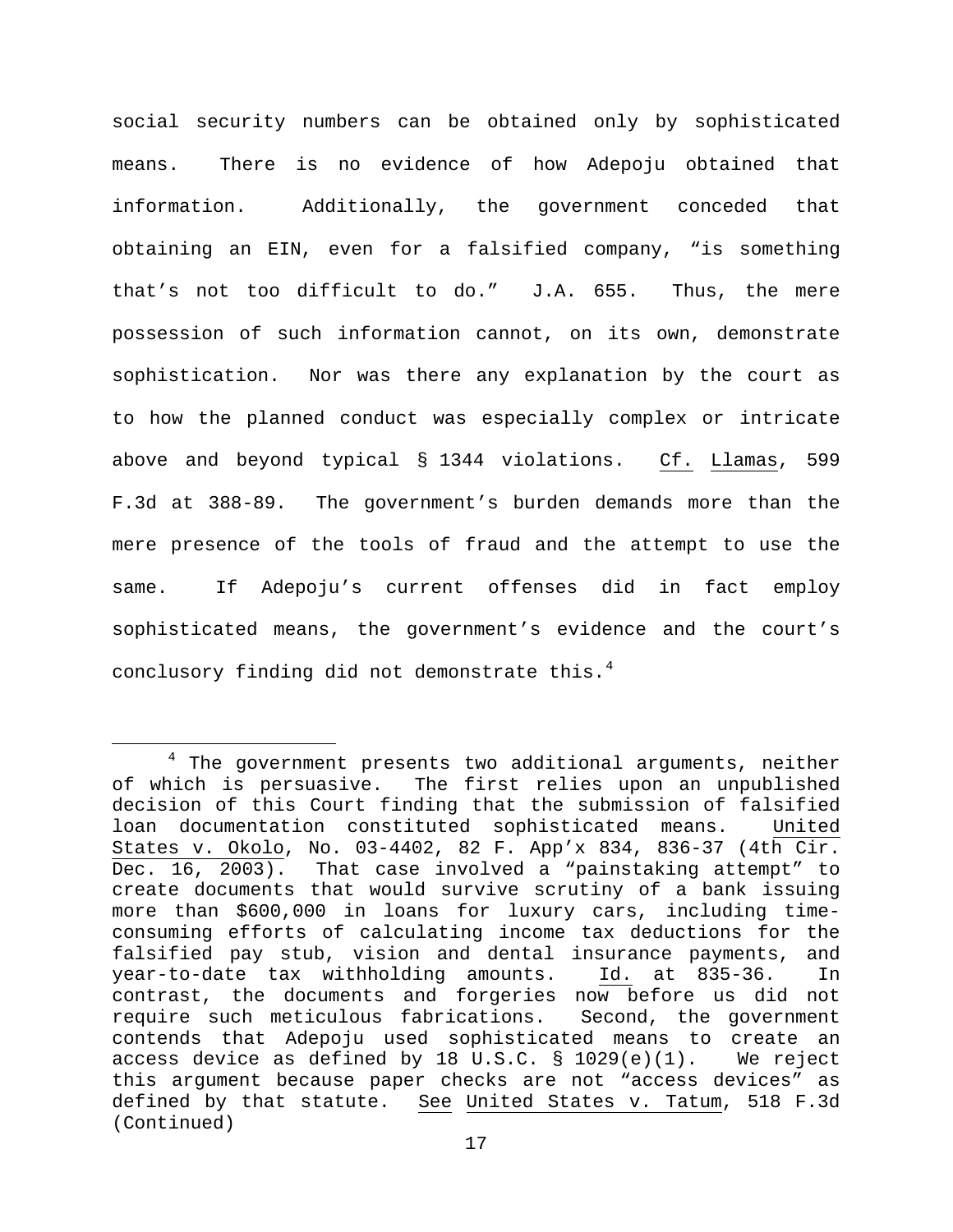social security numbers can be obtained only by sophisticated means. There is no evidence of how Adepoju obtained that information. Additionally, the government conceded that obtaining an EIN, even for a falsified company, "is something that's not too difficult to do." J.A. 655. Thus, the mere possession of such information cannot, on its own, demonstrate sophistication. Nor was there any explanation by the court as to how the planned conduct was especially complex or intricate above and beyond typical § 1344 violations. Cf. Llamas, 599 F.3d at 388-89. The government's burden demands more than the mere presence of the tools of fraud and the attempt to use the same. If Adepoju's current offenses did in fact employ sophisticated means, the government's evidence and the court's conclusory finding did not demonstrate this.[4]

---

[4] The government presents two additional arguments, neither of which is persuasive. The first relies upon an unpublished decision of this Court finding that the submission of falsified loan documentation constituted sophisticated means. United States v. Okolo, No. 03-4402, 82 F. App'x 834, 836-37 (4th Cir. Dec. 16, 2003). That case involved a "painstaking attempt" to create documents that would survive scrutiny of a bank issuing more than $600,000 in loans for luxury cars, including time-consuming efforts of calculating income tax deductions for the falsified pay stub, vision and dental insurance payments, and year-to-date tax withholding amounts. Id. at 835-36. In contrast, the documents and forgeries now before us did not require such meticulous fabrications. Second, the government contends that Adepoju used sophisticated means to create an access device as defined by 18 U.S.C. § 1029(e)(1). We reject this argument because paper checks are not "access devices" as defined by that statute. See United States v. Tatum, 518 F.3d (Continued)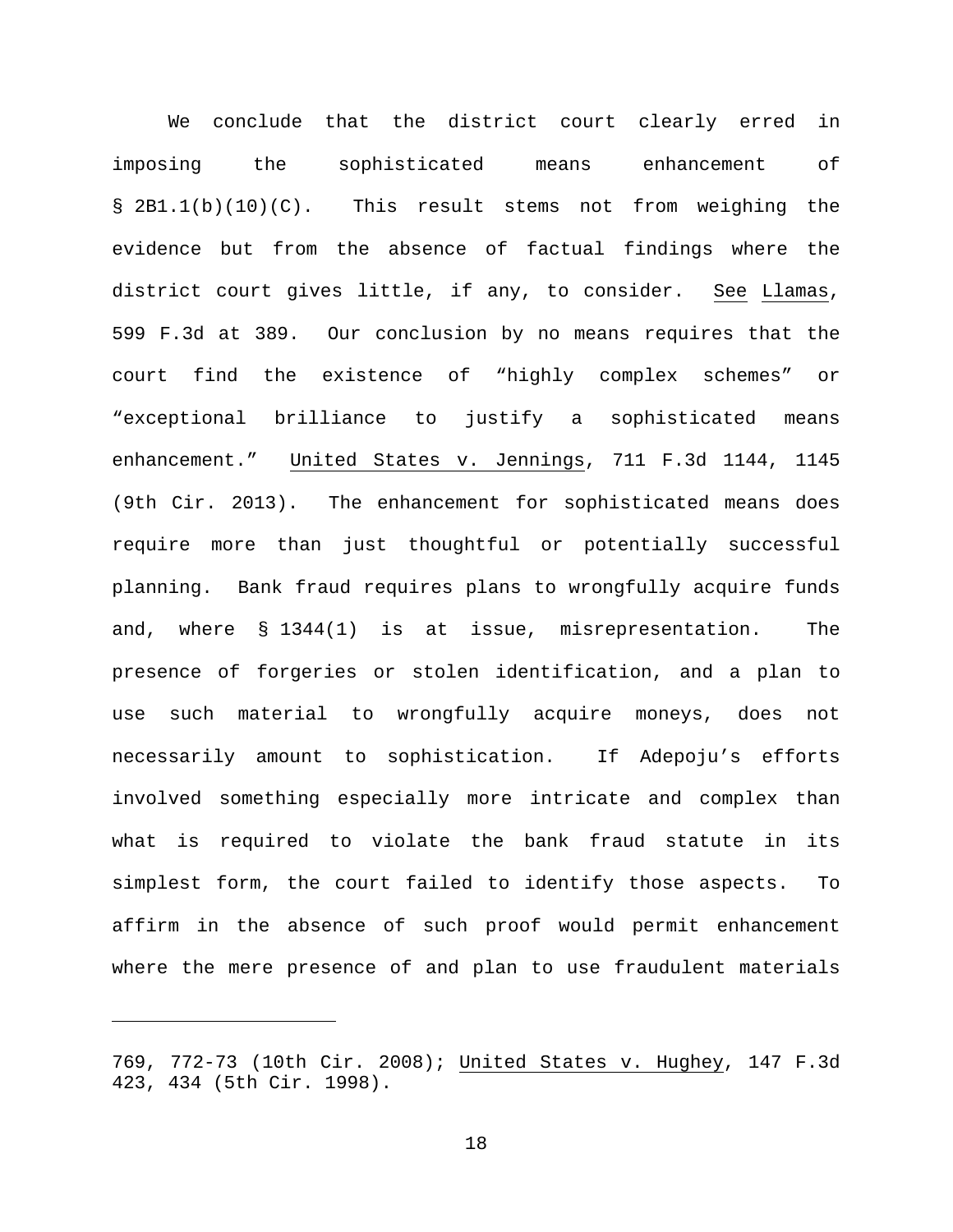We conclude that the district court clearly erred in imposing the sophisticated means enhancement of § 2B1.1(b)(10)(C). This result stems not from weighing the evidence but from the absence of factual findings where the district court gives little, if any, to consider. See Llamas, 599 F.3d at 389. Our conclusion by no means requires that the court find the existence of "highly complex schemes" or "exceptional brilliance to justify a sophisticated means enhancement." United States v. Jennings, 711 F.3d 1144, 1145 (9th Cir. 2013). The enhancement for sophisticated means does require more than just thoughtful or potentially successful planning. Bank fraud requires plans to wrongfully acquire funds and, where § 1344(1) is at issue, misrepresentation. The presence of forgeries or stolen identification, and a plan to use such material to wrongfully acquire moneys, does not necessarily amount to sophistication. If Adepoju's efforts involved something especially more intricate and complex than what is required to violate the bank fraud statute in its simplest form, the court failed to identify those aspects. To affirm in the absence of such proof would permit enhancement where the mere presence of and plan to use fraudulent materials

---

769, 772-73 (10th Cir. 2008); United States v. Hughey, 147 F.3d 423, 434 (5th Cir. 1998).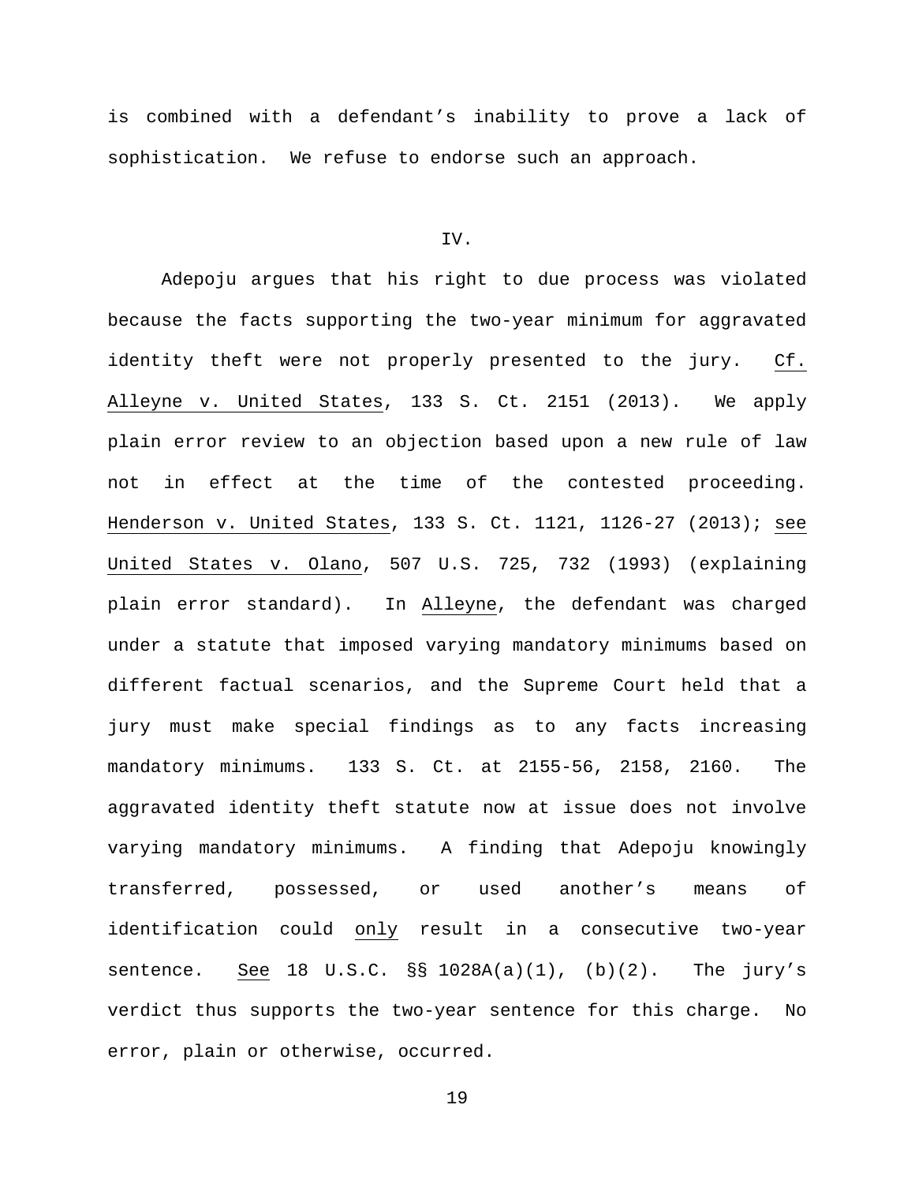is combined with a defendant's inability to prove a lack of sophistication. We refuse to endorse such an approach.

## IV.

Adepoju argues that his right to due process was violated because the facts supporting the two-year minimum for aggravated identity theft were not properly presented to the jury. Cf. Alleyne v. United States, 133 S. Ct. 2151 (2013). We apply plain error review to an objection based upon a new rule of law not in effect at the time of the contested proceeding. Henderson v. United States, 133 S. Ct. 1121, 1126-27 (2013); see United States v. Olano, 507 U.S. 725, 732 (1993) (explaining plain error standard). In Alleyne, the defendant was charged under a statute that imposed varying mandatory minimums based on different factual scenarios, and the Supreme Court held that a jury must make special findings as to any facts increasing mandatory minimums. 133 S. Ct. at 2155-56, 2158, 2160. The aggravated identity theft statute now at issue does not involve varying mandatory minimums. A finding that Adepoju knowingly transferred, possessed, or used another's means of identification could only result in a consecutive two-year sentence. See 18 U.S.C. §§ 1028A(a)(1), (b)(2). The jury's verdict thus supports the two-year sentence for this charge. No error, plain or otherwise, occurred.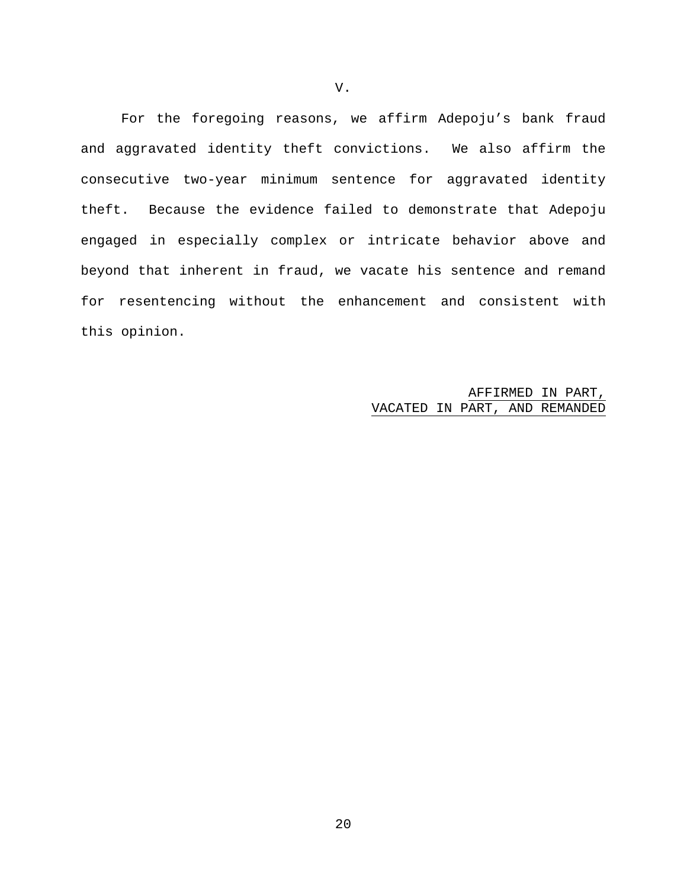## V.

For the foregoing reasons, we affirm Adepoju's bank fraud and aggravated identity theft convictions. We also affirm the consecutive two-year minimum sentence for aggravated identity theft. Because the evidence failed to demonstrate that Adepoju engaged in especially complex or intricate behavior above and beyond that inherent in fraud, we vacate his sentence and remand for resentencing without the enhancement and consistent with this opinion.

AFFIRMED IN PART,
VACATED IN PART, AND REMANDED